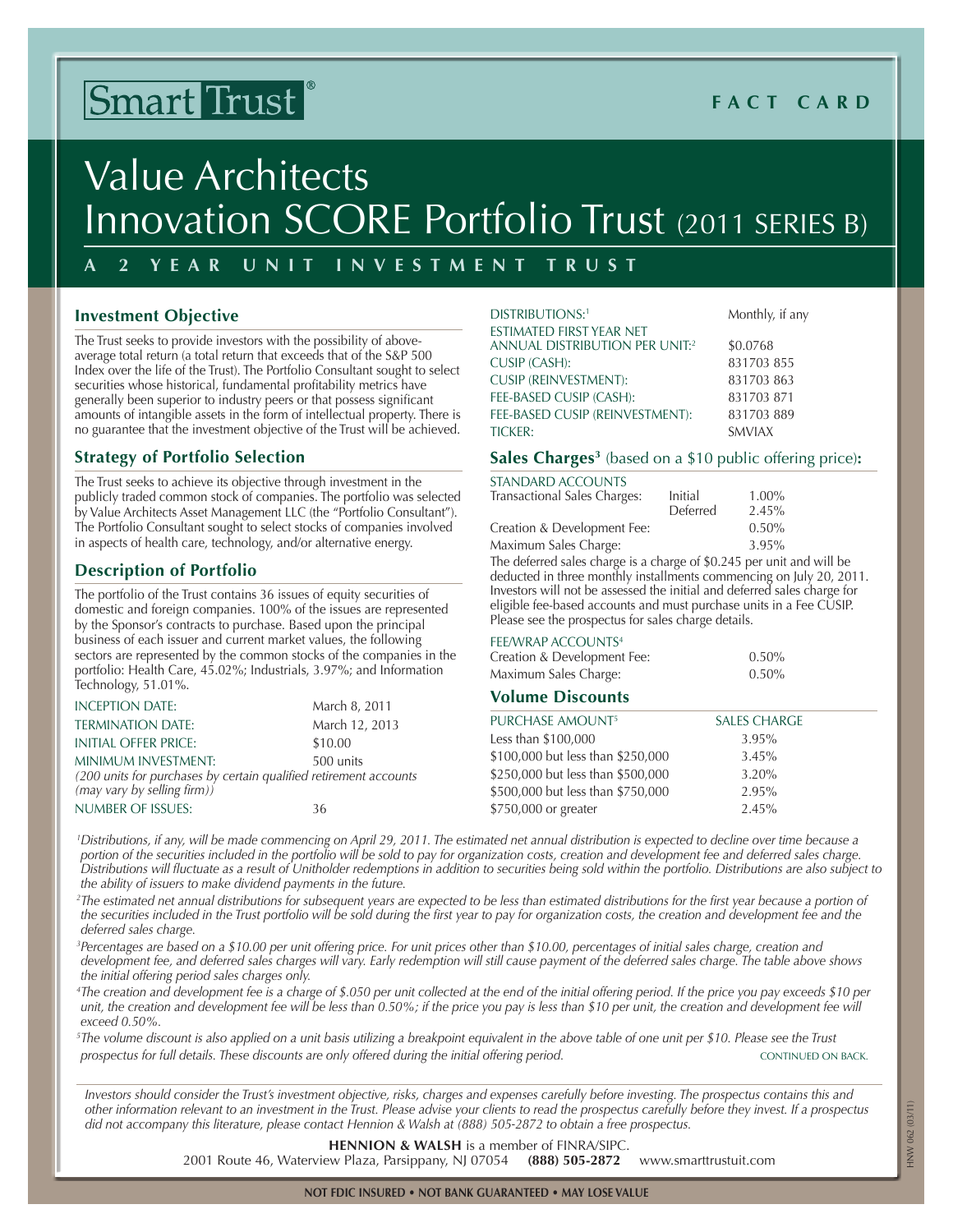Smart Trust®

FACT CARD

# Value Architects Innovation SCORE Portfolio Trust (2011 SERIES B)

**A 2 YEAR UNIT INVESTMENT TRUST**

## Investment Objective

The Trust seeks to provide investors with the possibility of above-average total return (a total return that exceeds that of the S&P 500 Index over the life of the Trust). The Portfolio Consultant sought to select securities whose historical, fundamental profitability metrics have generally been superior to industry peers or that possess significant amounts of intangible assets in the form of intellectual property. There is no guarantee that the investment objective of the Trust will be achieved.

## Strategy of Portfolio Selection

The Trust seeks to achieve its objective through investment in the publicly traded common stock of companies. The portfolio was selected by Value Architects Asset Management LLC (the "Portfolio Consultant"). The Portfolio Consultant sought to select stocks of companies involved in aspects of health care, technology, and/or alternative energy.

## Description of Portfolio

The portfolio of the Trust contains 36 issues of equity securities of domestic and foreign companies. 100% of the issues are represented by the Sponsor's contracts to purchase. Based upon the principal business of each issuer and current market values, the following sectors are represented by the common stocks of the companies in the portfolio: Health Care, 45.02%; Industrials, 3.97%; and Information Technology, 51.01%.

| | |
|---|---|
| INCEPTION DATE: | March 8, 2011 |
| TERMINATION DATE: | March 12, 2013 |
| INITIAL OFFER PRICE: | $10.00 |
| MINIMUM INVESTMENT: *(200 units for purchases by certain qualified retirement accounts (may vary by selling firm))* | 500 units |
| NUMBER OF ISSUES: | 36 |

| | |
|---|---|
| DISTRIBUTIONS:[1] | Monthly, if any |
| ESTIMATED FIRST YEAR NET ANNUAL DISTRIBUTION PER UNIT:[2] | $0.0768 |
| CUSIP (CASH): | 831703 855 |
| CUSIP (REINVESTMENT): | 831703 863 |
| FEE-BASED CUSIP (CASH): | 831703 871 |
| FEE-BASED CUSIP (REINVESTMENT): | 831703 889 |
| TICKER: | SMVIAX |

## Sales Charges[3] (based on a $10 public offering price):

STANDARD ACCOUNTS

| | | |
|---|---|---|
| Transactional Sales Charges: | Initial | 1.00% |
| | Deferred | 2.45% |
| Creation & Development Fee: | | 0.50% |
| Maximum Sales Charge: | | 3.95% |

The deferred sales charge is a charge of $0.245 per unit and will be deducted in three monthly installments commencing on July 20, 2011. Investors will not be assessed the initial and deferred sales charge for eligible fee-based accounts and must purchase units in a Fee CUSIP. Please see the prospectus for sales charge details.

FEE/WRAP ACCOUNTS[4]

| | |
|---|---|
| Creation & Development Fee: | 0.50% |
| Maximum Sales Charge: | 0.50% |

## Volume Discounts

| PURCHASE AMOUNT[5] | SALES CHARGE |
|---|---|
| Less than $100,000 | 3.95% |
| $100,000 but less than $250,000 | 3.45% |
| $250,000 but less than $500,000 | 3.20% |
| $500,000 but less than $750,000 | 2.95% |
| $750,000 or greater | 2.45% |

*[1]Distributions, if any, will be made commencing on April 29, 2011. The estimated net annual distribution is expected to decline over time because a portion of the securities included in the portfolio will be sold to pay for organization costs, creation and development fee and deferred sales charge. Distributions will fluctuate as a result of Unitholder redemptions in addition to securities being sold within the portfolio. Distributions are also subject to the ability of issuers to make dividend payments in the future.*

*[2]The estimated net annual distributions for subsequent years are expected to be less than estimated distributions for the first year because a portion of the securities included in the Trust portfolio will be sold during the first year to pay for organization costs, the creation and development fee and the deferred sales charge.*

*[3]Percentages are based on a $10.00 per unit offering price. For unit prices other than $10.00, percentages of initial sales charge, creation and development fee, and deferred sales charges will vary. Early redemption will still cause payment of the deferred sales charge. The table above shows the initial offering period sales charges only.*

*[4]The creation and development fee is a charge of $.050 per unit collected at the end of the initial offering period. If the price you pay exceeds $10 per unit, the creation and development fee will be less than 0.50%; if the price you pay is less than $10 per unit, the creation and development fee will exceed 0.50%.*

*[5]The volume discount is also applied on a unit basis utilizing a breakpoint equivalent in the above table of one unit per $10. Please see the Trust prospectus for full details. These discounts are only offered during the initial offering period.*

CONTINUED ON BACK.

*Investors should consider the Trust's investment objective, risks, charges and expenses carefully before investing. The prospectus contains this and other information relevant to an investment in the Trust. Please advise your clients to read the prospectus carefully before they invest. If a prospectus did not accompany this literature, please contact Hennion & Walsh at (888) 505-2872 to obtain a free prospectus.*

**HENNION & WALSH** is a member of FINRA/SIPC.
2001 Route 46, Waterview Plaza, Parsippany, NJ 07054 **(888) 505-2872** www.smarttrustuit.com

HNW 062 (03/11)

**NOT FDIC INSURED • NOT BANK GUARANTEED • MAY LOSE VALUE**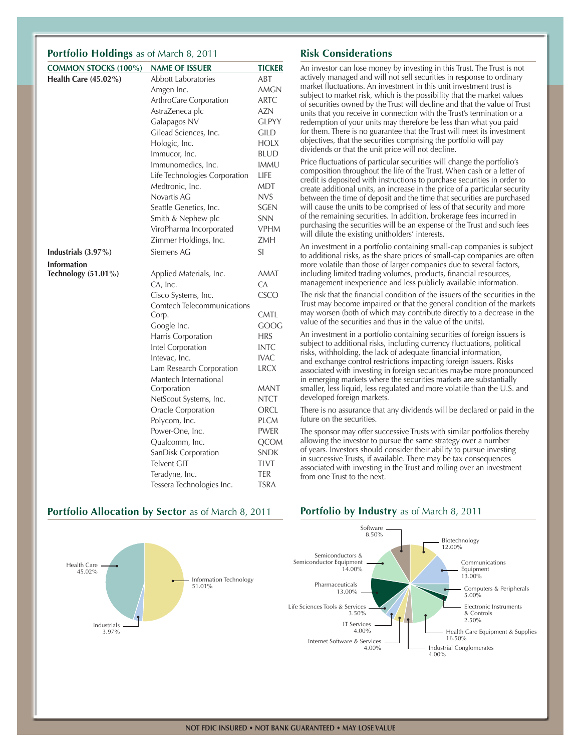## Portfolio Holdings as of March 8, 2011

| COMMON STOCKS (100%) | NAME OF ISSUER | TICKER |
|---|---|---|
| Health Care (45.02%) | Abbott Laboratories | ABT |
| | Amgen Inc. | AMGN |
| | ArthroCare Corporation | ARTC |
| | AstraZeneca plc | AZN |
| | Galapagos NV | GLPYY |
| | Gilead Sciences, Inc. | GILD |
| | Hologic, Inc. | HOLX |
| | Immucor, Inc. | BLUD |
| | Immunomedics, Inc. | IMMU |
| | Life Technologies Corporation | LIFE |
| | Medtronic, Inc. | MDT |
| | Novartis AG | NVS |
| | Seattle Genetics, Inc. | SGEN |
| | Smith & Nephew plc | SNN |
| | ViroPharma Incorporated | VPHM |
| | Zimmer Holdings, Inc. | ZMH |
| Industrials (3.97%) | Siemens AG | SI |
| Information Technology (51.01%) | Applied Materials, Inc. | AMAT |
| | CA, Inc. | CA |
| | Cisco Systems, Inc. | CSCO |
| | Comtech Telecommunications Corp. | CMTL |
| | Google Inc. | GOOG |
| | Harris Corporation | HRS |
| | Intel Corporation | INTC |
| | Intevac, Inc. | IVAC |
| | Lam Research Corporation | LRCX |
| | Mantech International Corporation | MANT |
| | NetScout Systems, Inc. | NTCT |
| | Oracle Corporation | ORCL |
| | Polycom, Inc. | PLCM |
| | Power-One, Inc. | PWER |
| | Qualcomm, Inc. | QCOM |
| | SanDisk Corporation | SNDK |
| | Telvent GIT | TLVT |
| | Teradyne, Inc. | TER |
| | Tessera Technologies Inc. | TSRA |

## Risk Considerations

An investor can lose money by investing in this Trust. The Trust is not actively managed and will not sell securities in response to ordinary market fluctuations. An investment in this unit investment trust is subject to market risk, which is the possibility that the market values of securities owned by the Trust will decline and that the value of Trust units that you receive in connection with the Trust's termination or a redemption of your units may therefore be less than what you paid for them. There is no guarantee that the Trust will meet its investment objectives, that the securities comprising the portfolio will pay dividends or that the unit price will not decline.

Price fluctuations of particular securities will change the portfolio's composition throughout the life of the Trust. When cash or a letter of credit is deposited with instructions to purchase securities in order to create additional units, an increase in the price of a particular security between the time of deposit and the time that securities are purchased will cause the units to be comprised of less of that security and more of the remaining securities. In addition, brokerage fees incurred in purchasing the securities will be an expense of the Trust and such fees will dilute the existing unitholders' interests.

An investment in a portfolio containing small-cap companies is subject to additional risks, as the share prices of small-cap companies are often more volatile than those of larger companies due to several factors, including limited trading volumes, products, financial resources, management inexperience and less publicly available information.

The risk that the financial condition of the issuers of the securities in the Trust may become impaired or that the general condition of the markets may worsen (both of which may contribute directly to a decrease in the value of the securities and thus in the value of the units).

An investment in a portfolio containing securities of foreign issuers is subject to additional risks, including currency fluctuations, political risks, withholding, the lack of adequate financial information, and exchange control restrictions impacting foreign issuers. Risks associated with investing in foreign securities maybe more pronounced in emerging markets where the securities markets are substantially smaller, less liquid, less regulated and more volatile than the U.S. and developed foreign markets.

There is no assurance that any dividends will be declared or paid in the future on the securities.

The sponsor may offer successive Trusts with similar portfolios thereby allowing the investor to pursue the same strategy over a number of years. Investors should consider their ability to pursue investing in successive Trusts, if available. There may be tax consequences associated with investing in the Trust and rolling over an investment from one Trust to the next.

## Portfolio Allocation by Sector as of March 8, 2011

Health Care 45.02%
Information Technology 51.01%
Industrials 3.97%

## Portfolio by Industry as of March 8, 2011

Software 8.50%
Biotechnology 12.00%
Semiconductors & Semiconductor Equipment 14.00%
Communications Equipment 13.00%
Pharmaceuticals 13.00%
Computers & Peripherals 5.00%
Life Sciences Tools & Services 3.50%
Electronic Instruments & Controls 2.50%
IT Services 4.00%
Health Care Equipment & Supplies 16.50%
Internet Software & Services 4.00%
Industrial Conglomerates 4.00%

NOT FDIC INSURED • NOT BANK GUARANTEED • MAY LOSE VALUE